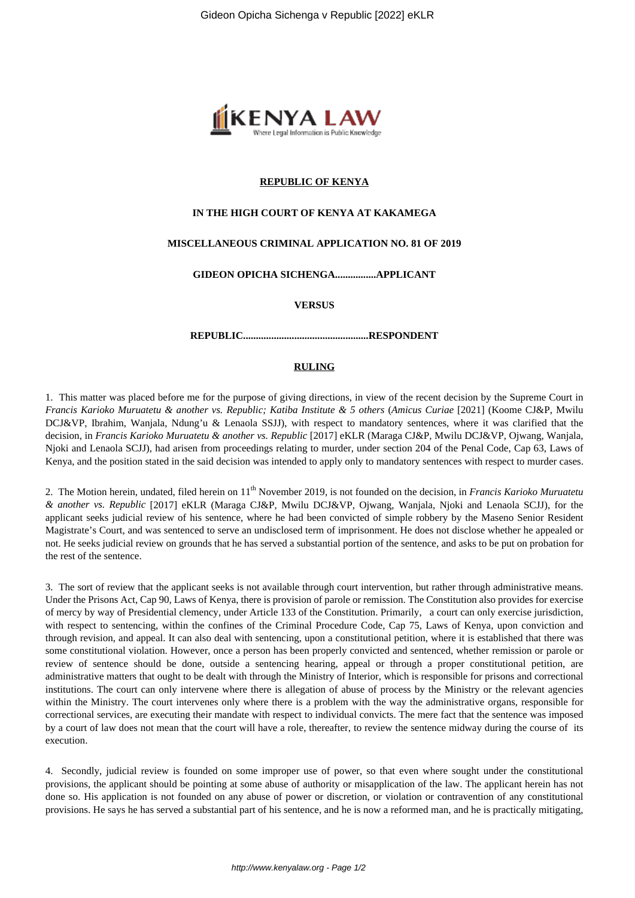**REPUBLIC OF KENYA**

**IN THE HIGH COURT OF KENYA AT KAKAMEGA**

**MISCELLANEOUS CRIMINAL APPLICATION NO. 81 OF 2019**

**GIDEON OPICHA SICHENGA................APPLICANT**

**VERSUS**

**REPUBLIC.................................................RESPONDENT**

**RULING**

1\. This matter was placed before me for the purpose of giving directions, in view of the recent decision by the Supreme Court in *Francis Karioko Muruatetu & another vs. Republic; Katiba Institute & 5 others* (*Amicus Curiae* [2021] (Koome CJ&P, Mwilu DCJ&VP, Ibrahim, Wanjala, Ndung'u & Lenaola SSJJ), with respect to mandatory sentences, where it was clarified that the decision, in *Francis Karioko Muruatetu & another vs. Republic* [2017] eKLR (Maraga CJ&P, Mwilu DCJ&VP, Ojwang, Wanjala, Njoki and Lenaola SCJJ), had arisen from proceedings relating to murder, under section 204 of the Penal Code, Cap 63, Laws of Kenya, and the position stated in the said decision was intended to apply only to mandatory sentences with respect to murder cases.

2\. The Motion herein, undated, filed herein on 11th November 2019, is not founded on the decision, in *Francis Karioko Muruatetu & another vs. Republic* [2017] eKLR (Maraga CJ&P, Mwilu DCJ&VP, Ojwang, Wanjala, Njoki and Lenaola SCJJ), for the applicant seeks judicial review of his sentence, where he had been convicted of simple robbery by the Maseno Senior Resident Magistrate's Court, and was sentenced to serve an undisclosed term of imprisonment. He does not disclose whether he appealed or not. He seeks judicial review on grounds that he has served a substantial portion of the sentence, and asks to be put on probation for the rest of the sentence.

3\. The sort of review that the applicant seeks is not available through court intervention, but rather through administrative means. Under the Prisons Act, Cap 90, Laws of Kenya, there is provision of parole or remission. The Constitution also provides for exercise of mercy by way of Presidential clemency, under Article 133 of the Constitution. Primarily, a court can only exercise jurisdiction, with respect to sentencing, within the confines of the Criminal Procedure Code, Cap 75, Laws of Kenya, upon conviction and through revision, and appeal. It can also deal with sentencing, upon a constitutional petition, where it is established that there was some constitutional violation. However, once a person has been properly convicted and sentenced, whether remission or parole or review of sentence should be done, outside a sentencing hearing, appeal or through a proper constitutional petition, are administrative matters that ought to be dealt with through the Ministry of Interior, which is responsible for prisons and correctional institutions. The court can only intervene where there is allegation of abuse of process by the Ministry or the relevant agencies within the Ministry. The court intervenes only where there is a problem with the way the administrative organs, responsible for correctional services, are executing their mandate with respect to individual convicts. The mere fact that the sentence was imposed by a court of law does not mean that the court will have a role, thereafter, to review the sentence midway during the course of its execution.

4\. Secondly, judicial review is founded on some improper use of power, so that even where sought under the constitutional provisions, the applicant should be pointing at some abuse of authority or misapplication of the law. The applicant herein has not done so. His application is not founded on any abuse of power or discretion, or violation or contravention of any constitutional provisions. He says he has served a substantial part of his sentence, and he is now a reformed man, and he is practically mitigating,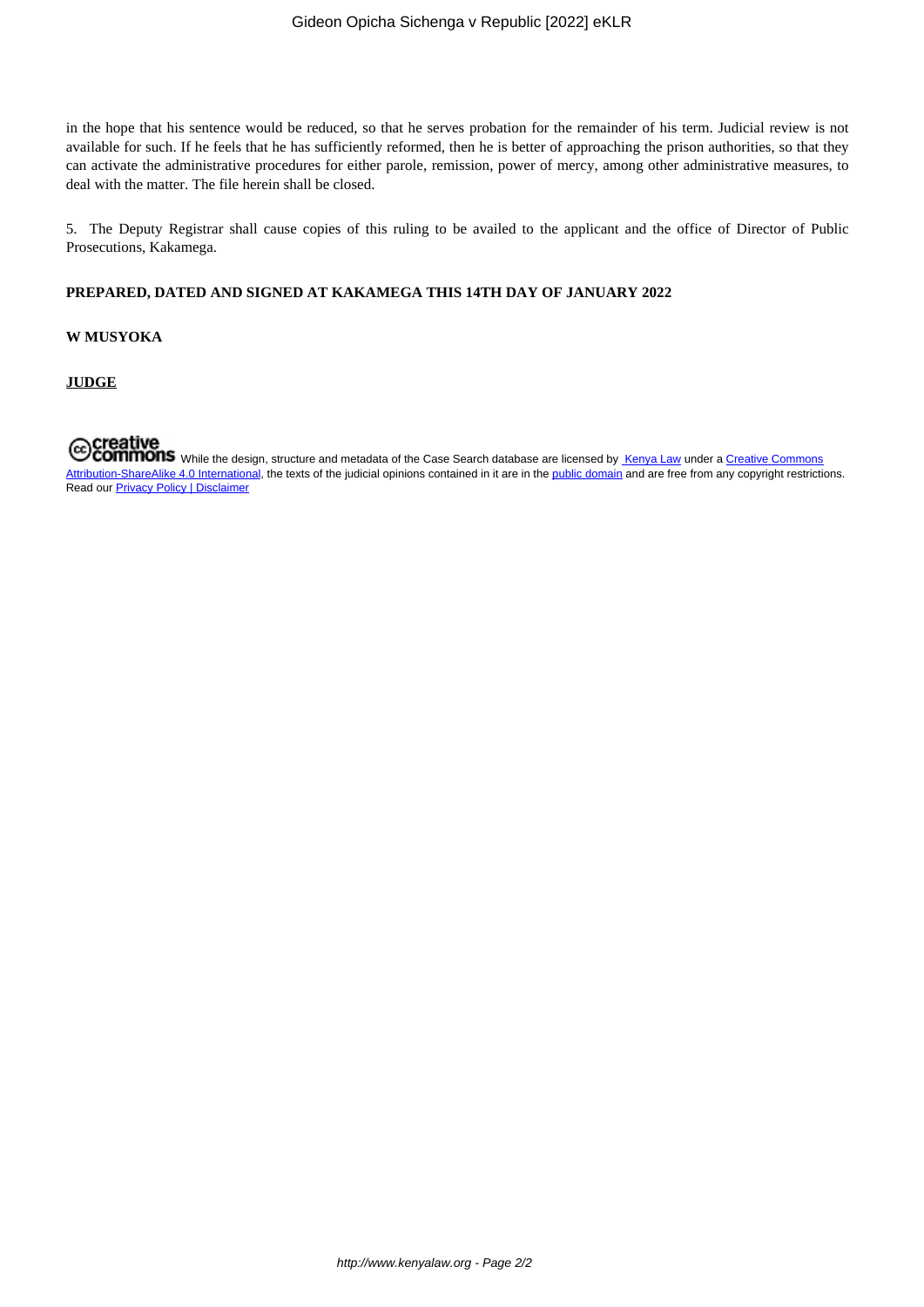in the hope that his sentence would be reduced, so that he serves probation for the remainder of his term. Judicial review is not available for such. If he feels that he has sufficiently reformed, then he is better of approaching the prison authorities, so that they can activate the administrative procedures for either parole, remission, power of mercy, among other administrative measures, to deal with the matter. The file herein shall be closed.

5. The Deputy Registrar shall cause copies of this ruling to be availed to the applicant and the office of Director of Public Prosecutions, Kakamega.

**PREPARED, DATED AND SIGNED AT KAKAMEGA THIS 14TH DAY OF JANUARY 2022**

**W MUSYOKA**

**JUDGE**

While the design, structure and metadata of the Case Search database are licensed by Kenya Law under a Creative Commons Attribution-ShareAlike 4.0 International, the texts of the judicial opinions contained in it are in the public domain and are free from any copyright restrictions. Read our Privacy Policy | Disclaimer